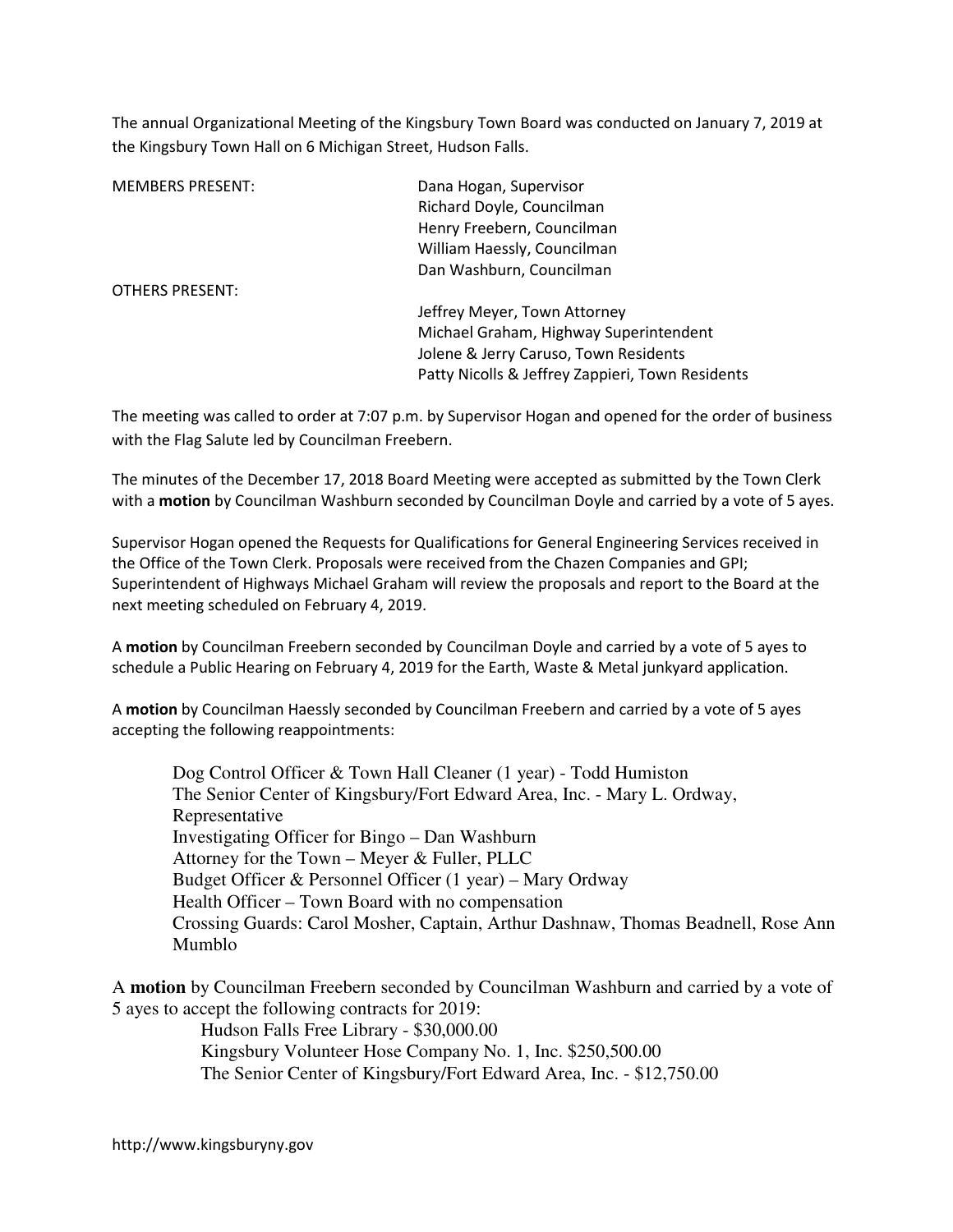The annual Organizational Meeting of the Kingsbury Town Board was conducted on January 7, 2019 at the Kingsbury Town Hall on 6 Michigan Street, Hudson Falls.

MEMBERS PRESENT:
Dana Hogan, Supervisor
Richard Doyle, Councilman
Henry Freebern, Councilman
William Haessly, Councilman
Dan Washburn, Councilman

OTHERS PRESENT:
Jeffrey Meyer, Town Attorney
Michael Graham, Highway Superintendent
Jolene & Jerry Caruso, Town Residents
Patty Nicolls & Jeffrey Zappieri, Town Residents

The meeting was called to order at 7:07 p.m. by Supervisor Hogan and opened for the order of business with the Flag Salute led by Councilman Freebern.

The minutes of the December 17, 2018 Board Meeting were accepted as submitted by the Town Clerk with a **motion** by Councilman Washburn seconded by Councilman Doyle and carried by a vote of 5 ayes.

Supervisor Hogan opened the Requests for Qualifications for General Engineering Services received in the Office of the Town Clerk. Proposals were received from the Chazen Companies and GPI; Superintendent of Highways Michael Graham will review the proposals and report to the Board at the next meeting scheduled on February 4, 2019.

A **motion** by Councilman Freebern seconded by Councilman Doyle and carried by a vote of 5 ayes to schedule a Public Hearing on February 4, 2019 for the Earth, Waste & Metal junkyard application.

A **motion** by Councilman Haessly seconded by Councilman Freebern and carried by a vote of 5 ayes accepting the following reappointments:

Dog Control Officer & Town Hall Cleaner (1 year) - Todd Humiston
The Senior Center of Kingsbury/Fort Edward Area, Inc. - Mary L. Ordway, Representative
Investigating Officer for Bingo – Dan Washburn
Attorney for the Town – Meyer & Fuller, PLLC
Budget Officer & Personnel Officer (1 year) – Mary Ordway
Health Officer – Town Board with no compensation
Crossing Guards: Carol Mosher, Captain, Arthur Dashnaw, Thomas Beadnell, Rose Ann Mumblo

A **motion** by Councilman Freebern seconded by Councilman Washburn and carried by a vote of 5 ayes to accept the following contracts for 2019:

Hudson Falls Free Library - $30,000.00
Kingsbury Volunteer Hose Company No. 1, Inc. $250,500.00
The Senior Center of Kingsbury/Fort Edward Area, Inc. - $12,750.00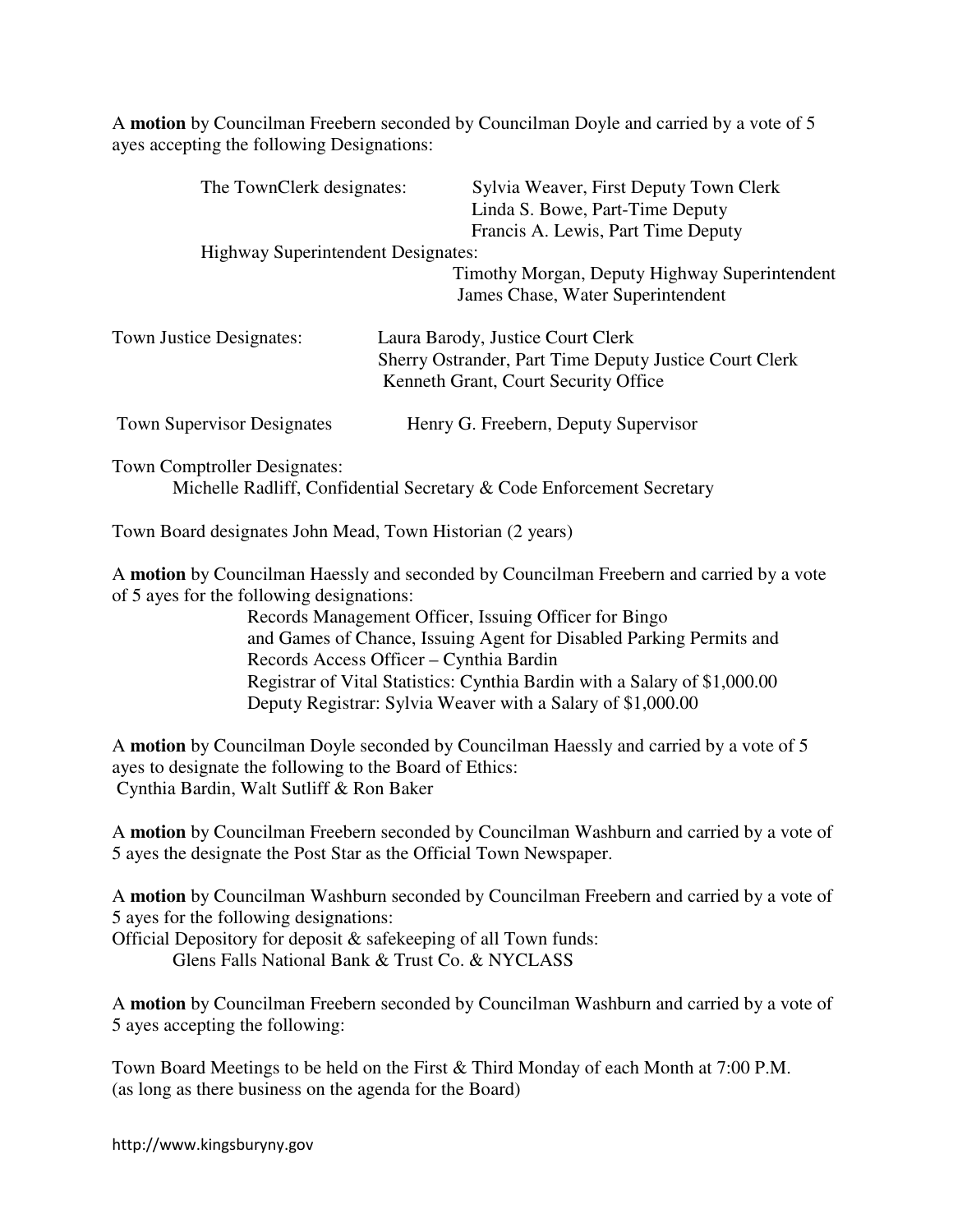A **motion** by Councilman Freebern seconded by Councilman Doyle and carried by a vote of 5 ayes accepting the following Designations:

The TownClerk designates: Sylvia Weaver, First Deputy Town Clerk
Linda S. Bowe, Part-Time Deputy
Francis A. Lewis, Part Time Deputy

Highway Superintendent Designates:
Timothy Morgan, Deputy Highway Superintendent
James Chase, Water Superintendent

Town Justice Designates: Laura Barody, Justice Court Clerk
Sherry Ostrander, Part Time Deputy Justice Court Clerk
Kenneth Grant, Court Security Office

Town Supervisor Designates Henry G. Freebern, Deputy Supervisor

Town Comptroller Designates:
Michelle Radliff, Confidential Secretary & Code Enforcement Secretary

Town Board designates John Mead, Town Historian (2 years)

A **motion** by Councilman Haessly and seconded by Councilman Freebern and carried by a vote of 5 ayes for the following designations:

Records Management Officer, Issuing Officer for Bingo and Games of Chance, Issuing Agent for Disabled Parking Permits and Records Access Officer – Cynthia Bardin
Registrar of Vital Statistics: Cynthia Bardin with a Salary of $1,000.00
Deputy Registrar: Sylvia Weaver with a Salary of $1,000.00

A **motion** by Councilman Doyle seconded by Councilman Haessly and carried by a vote of 5 ayes to designate the following to the Board of Ethics:
Cynthia Bardin, Walt Sutliff & Ron Baker

A **motion** by Councilman Freebern seconded by Councilman Washburn and carried by a vote of 5 ayes the designate the Post Star as the Official Town Newspaper.

A **motion** by Councilman Washburn seconded by Councilman Freebern and carried by a vote of 5 ayes for the following designations:
Official Depository for deposit & safekeeping of all Town funds:
Glens Falls National Bank & Trust Co. & NYCLASS

A **motion** by Councilman Freebern seconded by Councilman Washburn and carried by a vote of 5 ayes accepting the following:

Town Board Meetings to be held on the First & Third Monday of each Month at 7:00 P.M. (as long as there business on the agenda for the Board)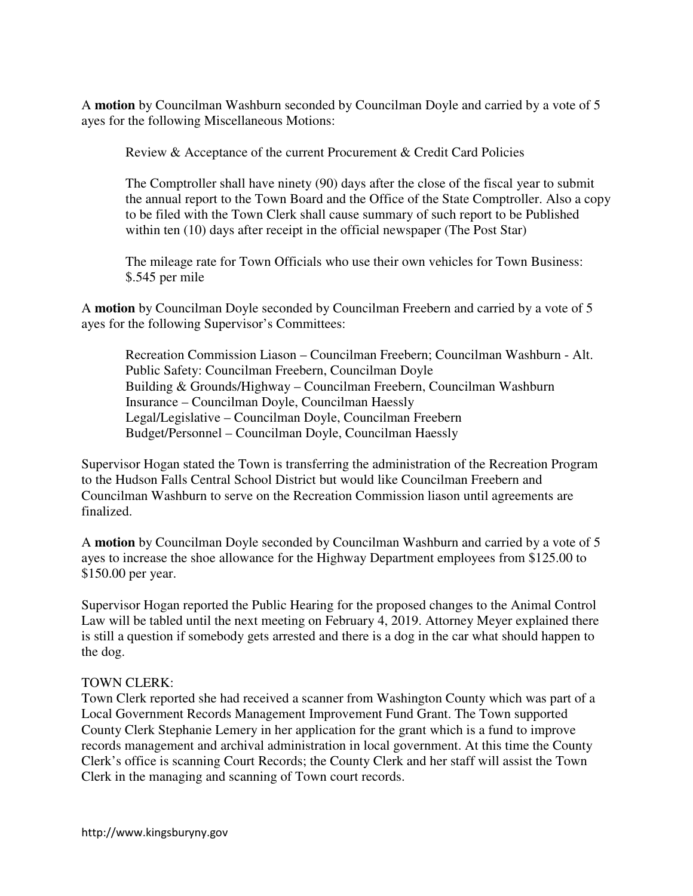A **motion** by Councilman Washburn seconded by Councilman Doyle and carried by a vote of 5 ayes for the following Miscellaneous Motions:

> Review & Acceptance of the current Procurement & Credit Card Policies
>
> The Comptroller shall have ninety (90) days after the close of the fiscal year to submit the annual report to the Town Board and the Office of the State Comptroller. Also a copy to be filed with the Town Clerk shall cause summary of such report to be Published within ten (10) days after receipt in the official newspaper (The Post Star)
>
> The mileage rate for Town Officials who use their own vehicles for Town Business: $.545 per mile

A **motion** by Councilman Doyle seconded by Councilman Freebern and carried by a vote of 5 ayes for the following Supervisor's Committees:

> Recreation Commission Liason – Councilman Freebern; Councilman Washburn - Alt.
> Public Safety: Councilman Freebern, Councilman Doyle
> Building & Grounds/Highway – Councilman Freebern, Councilman Washburn
> Insurance – Councilman Doyle, Councilman Haessly
> Legal/Legislative – Councilman Doyle, Councilman Freebern
> Budget/Personnel – Councilman Doyle, Councilman Haessly

Supervisor Hogan stated the Town is transferring the administration of the Recreation Program to the Hudson Falls Central School District but would like Councilman Freebern and Councilman Washburn to serve on the Recreation Commission liason until agreements are finalized.

A **motion** by Councilman Doyle seconded by Councilman Washburn and carried by a vote of 5 ayes to increase the shoe allowance for the Highway Department employees from $125.00 to $150.00 per year.

Supervisor Hogan reported the Public Hearing for the proposed changes to the Animal Control Law will be tabled until the next meeting on February 4, 2019. Attorney Meyer explained there is still a question if somebody gets arrested and there is a dog in the car what should happen to the dog.

TOWN CLERK:
Town Clerk reported she had received a scanner from Washington County which was part of a Local Government Records Management Improvement Fund Grant. The Town supported County Clerk Stephanie Lemery in her application for the grant which is a fund to improve records management and archival administration in local government. At this time the County Clerk's office is scanning Court Records; the County Clerk and her staff will assist the Town Clerk in the managing and scanning of Town court records.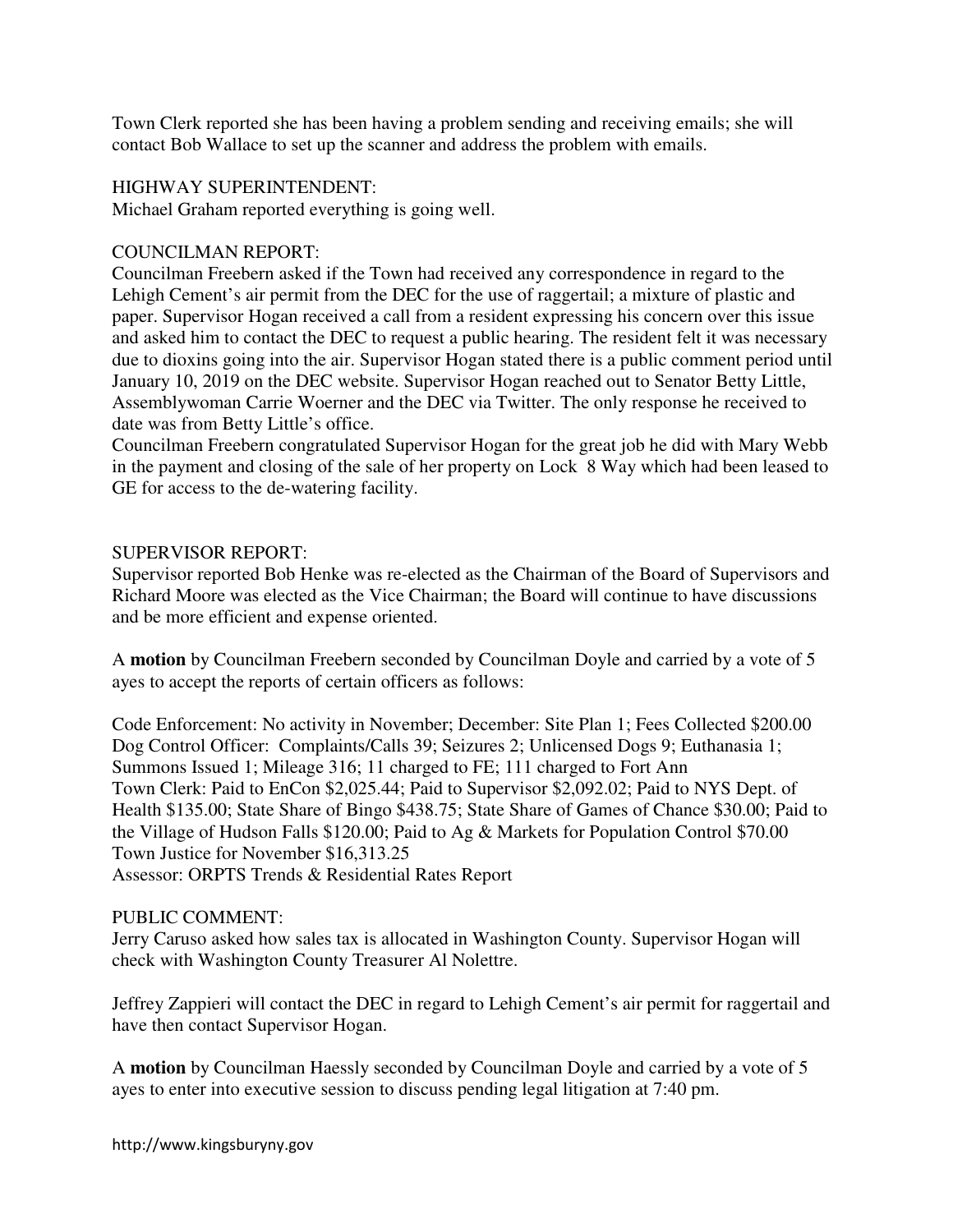Town Clerk reported she has been having a problem sending and receiving emails; she will contact Bob Wallace to set up the scanner and address the problem with emails.

HIGHWAY SUPERINTENDENT:
Michael Graham reported everything is going well.

COUNCILMAN REPORT:
Councilman Freebern asked if the Town had received any correspondence in regard to the Lehigh Cement's air permit from the DEC for the use of raggertail; a mixture of plastic and paper. Supervisor Hogan received a call from a resident expressing his concern over this issue and asked him to contact the DEC to request a public hearing. The resident felt it was necessary due to dioxins going into the air. Supervisor Hogan stated there is a public comment period until January 10, 2019 on the DEC website. Supervisor Hogan reached out to Senator Betty Little, Assemblywoman Carrie Woerner and the DEC via Twitter. The only response he received to date was from Betty Little's office.
Councilman Freebern congratulated Supervisor Hogan for the great job he did with Mary Webb in the payment and closing of the sale of her property on Lock 8 Way which had been leased to GE for access to the de-watering facility.

SUPERVISOR REPORT:
Supervisor reported Bob Henke was re-elected as the Chairman of the Board of Supervisors and Richard Moore was elected as the Vice Chairman; the Board will continue to have discussions and be more efficient and expense oriented.

A **motion** by Councilman Freebern seconded by Councilman Doyle and carried by a vote of 5 ayes to accept the reports of certain officers as follows:

Code Enforcement: No activity in November; December: Site Plan 1; Fees Collected $200.00
Dog Control Officer: Complaints/Calls 39; Seizures 2; Unlicensed Dogs 9; Euthanasia 1; Summons Issued 1; Mileage 316; 11 charged to FE; 111 charged to Fort Ann
Town Clerk: Paid to EnCon $2,025.44; Paid to Supervisor $2,092.02; Paid to NYS Dept. of Health $135.00; State Share of Bingo $438.75; State Share of Games of Chance $30.00; Paid to the Village of Hudson Falls $120.00; Paid to Ag & Markets for Population Control $70.00
Town Justice for November $16,313.25
Assessor: ORPTS Trends & Residential Rates Report

PUBLIC COMMENT:
Jerry Caruso asked how sales tax is allocated in Washington County. Supervisor Hogan will check with Washington County Treasurer Al Nolettre.

Jeffrey Zappieri will contact the DEC in regard to Lehigh Cement's air permit for raggertail and have then contact Supervisor Hogan.

A **motion** by Councilman Haessly seconded by Councilman Doyle and carried by a vote of 5 ayes to enter into executive session to discuss pending legal litigation at 7:40 pm.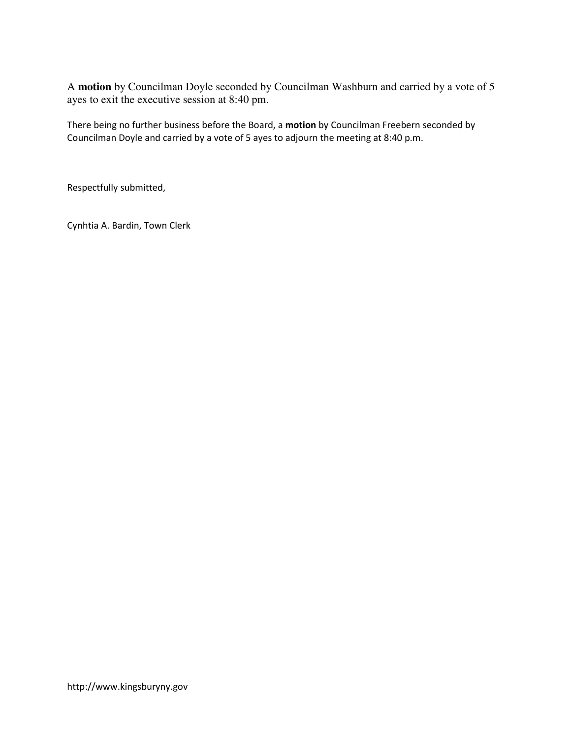A **motion** by Councilman Doyle seconded by Councilman Washburn and carried by a vote of 5 ayes to exit the executive session at 8:40 pm.

There being no further business before the Board, a **motion** by Councilman Freebern seconded by Councilman Doyle and carried by a vote of 5 ayes to adjourn the meeting at 8:40 p.m.

Respectfully submitted,

Cynhtia A. Bardin, Town Clerk